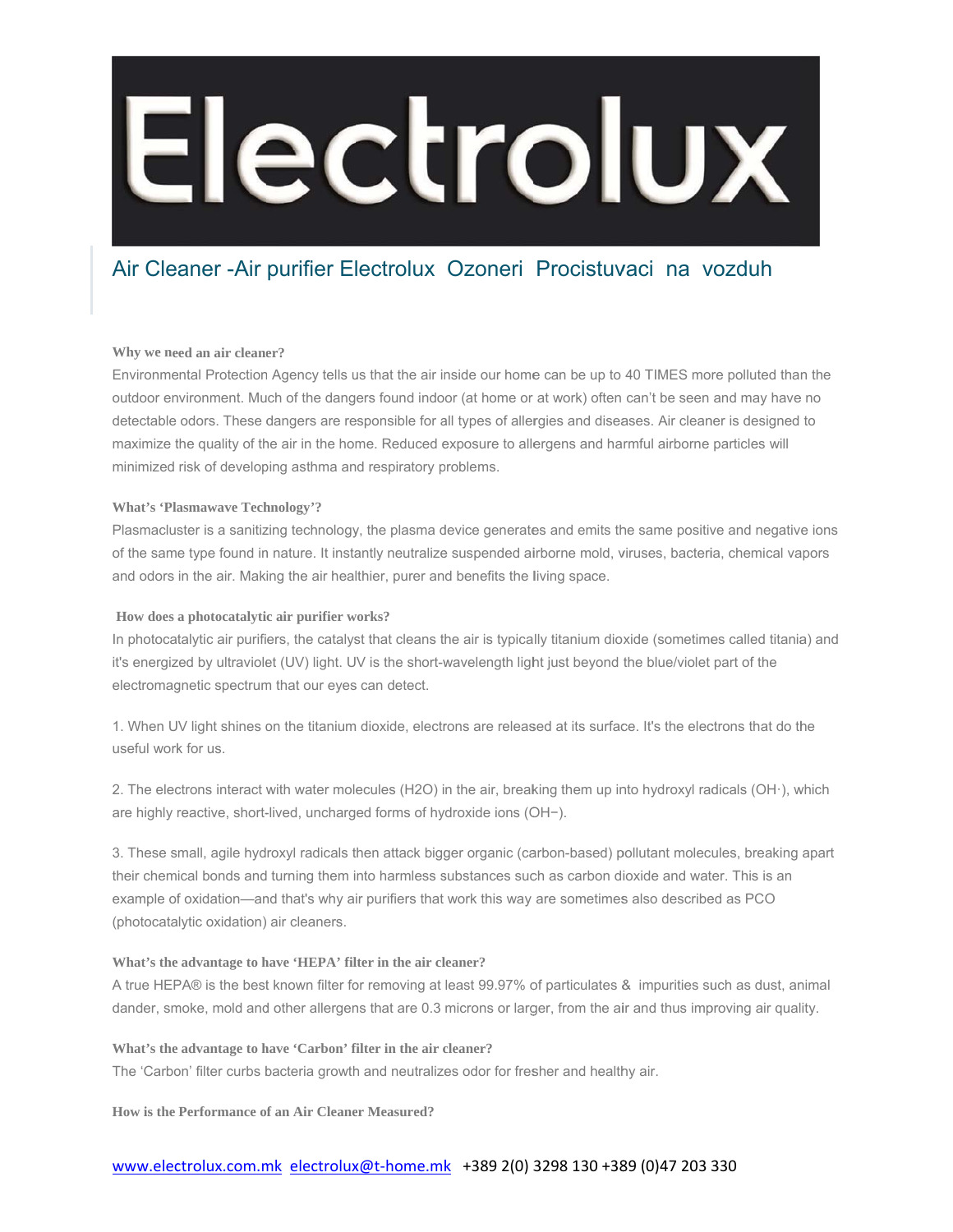# Electrolux

## Air Cleaner -Air purifier Electrolux Ozoneri Procistuvaci na vozduh

**Why we need an air cleaner?**

Environmental Protection Agency tells us that the air inside our home can be up to 40 TIMES more polluted than the outdoor environment. Much of the dangers found indoor (at home or at work) often can't be seen and may have no detectable odors. These dangers are responsible for all types of allergies and diseases. Air cleaner is designed to maximize the quality of the air in the home. Reduced exposure to allergens and harmful airborne particles will minimized risk of developing asthma and respiratory problems.

**What's 'Plasmawave Technology'?**

Plasmacluster is a sanitizing technology, the plasma device generates and emits the same positive and negative ions of the same type found in nature. It instantly neutralize suspended airborne mold, viruses, bacteria, chemical vapors and odors in the air. Making the air healthier, purer and benefits the living space.

**How does a photocatalytic air purifier works?**

In photocatalytic air purifiers, the catalyst that cleans the air is typically titanium dioxide (sometimes called titania) and it's energized by ultraviolet (UV) light. UV is the short-wavelength light just beyond the blue/violet part of the electromagnetic spectrum that our eyes can detect.

1. When UV light shines on the titanium dioxide, electrons are released at its surface. It's the electrons that do the useful work for us.

2. The electrons interact with water molecules ($H_2O$) in the air, breaking them up into hydroxyl radicals ($OH\cdot$), which are highly reactive, short-lived, uncharged forms of hydroxide ions ($OH^-$).

3. These small, agile hydroxyl radicals then attack bigger organic (carbon-based) pollutant molecules, breaking apart their chemical bonds and turning them into harmless substances such as carbon dioxide and water. This is an example of oxidation—and that's why air purifiers that work this way are sometimes also described as PCO (photocatalytic oxidation) air cleaners.

**What's the advantage to have 'HEPA' filter in the air cleaner?**

A true HEPA® is the best known filter for removing at least 99.97% of particulates & impurities such as dust, animal dander, smoke, mold and other allergens that are 0.3 microns or larger, from the air and thus improving air quality.

**What's the advantage to have 'Carbon' filter in the air cleaner?**

The 'Carbon' filter curbs bacteria growth and neutralizes odor for fresher and healthy air.

**How is the Performance of an Air Cleaner Measured?**

www.electrolux.com.mk electrolux@t-home.mk +389 2(0) 3298 130 +389 (0)47 203 330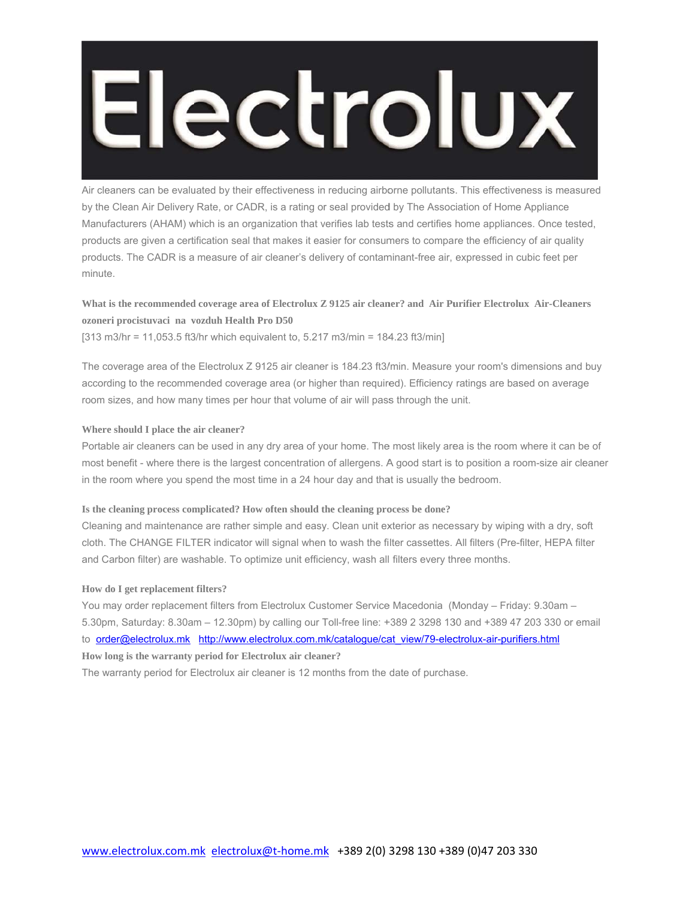# Electrolux

Air cleaners can be evaluated by their effectiveness in reducing airborne pollutants. This effectiveness is measured by the Clean Air Delivery Rate, or CADR, is a rating or seal provided by The Association of Home Appliance Manufacturers (AHAM) which is an organization that verifies lab tests and certifies home appliances. Once tested, products are given a certification seal that makes it easier for consumers to compare the efficiency of air quality products. The CADR is a measure of air cleaner's delivery of contaminant-free air, expressed in cubic feet per minute.

**What is the recommended coverage area of Electrolux Z 9125 air cleaner? and Air Purifier Electrolux Air-Cleaners ozoneri procistuvaci na vozduh Health Pro D50**

[313 m3/hr = 11,053.5 ft3/hr which equivalent to, 5.217 m3/min = 184.23 ft3/min]

The coverage area of the Electrolux Z 9125 air cleaner is 184.23 ft3/min. Measure your room's dimensions and buy according to the recommended coverage area (or higher than required). Efficiency ratings are based on average room sizes, and how many times per hour that volume of air will pass through the unit.

**Where should I place the air cleaner?**

Portable air cleaners can be used in any dry area of your home. The most likely area is the room where it can be of most benefit - where there is the largest concentration of allergens. A good start is to position a room-size air cleaner in the room where you spend the most time in a 24 hour day and that is usually the bedroom.

**Is the cleaning process complicated? How often should the cleaning process be done?**

Cleaning and maintenance are rather simple and easy. Clean unit exterior as necessary by wiping with a dry, soft cloth. The CHANGE FILTER indicator will signal when to wash the filter cassettes. All filters (Pre-filter, HEPA filter and Carbon filter) are washable. To optimize unit efficiency, wash all filters every three months.

**How do I get replacement filters?**

You may order replacement filters from Electrolux Customer Service Macedonia (Monday – Friday: 9.30am – 5.30pm, Saturday: 8.30am – 12.30pm) by calling our Toll-free line: +389 2 3298 130 and +389 47 203 330 or email to [order@electrolux.mk](mailto:order@electrolux.mk) [http://www.electrolux.com.mk/catalogue/cat_view/79-electrolux-air-purifiers.html](http://www.electrolux.com.mk/catalogue/cat_view/79-electrolux-air-purifiers.html)

**How long is the warranty period for Electrolux air cleaner?**

The warranty period for Electrolux air cleaner is 12 months from the date of purchase.

[www.electrolux.com.mk](http://www.electrolux.com.mk) [electrolux@t-home.mk](mailto:electrolux@t-home.mk) +389 2(0) 3298 130 +389 (0)47 203 330